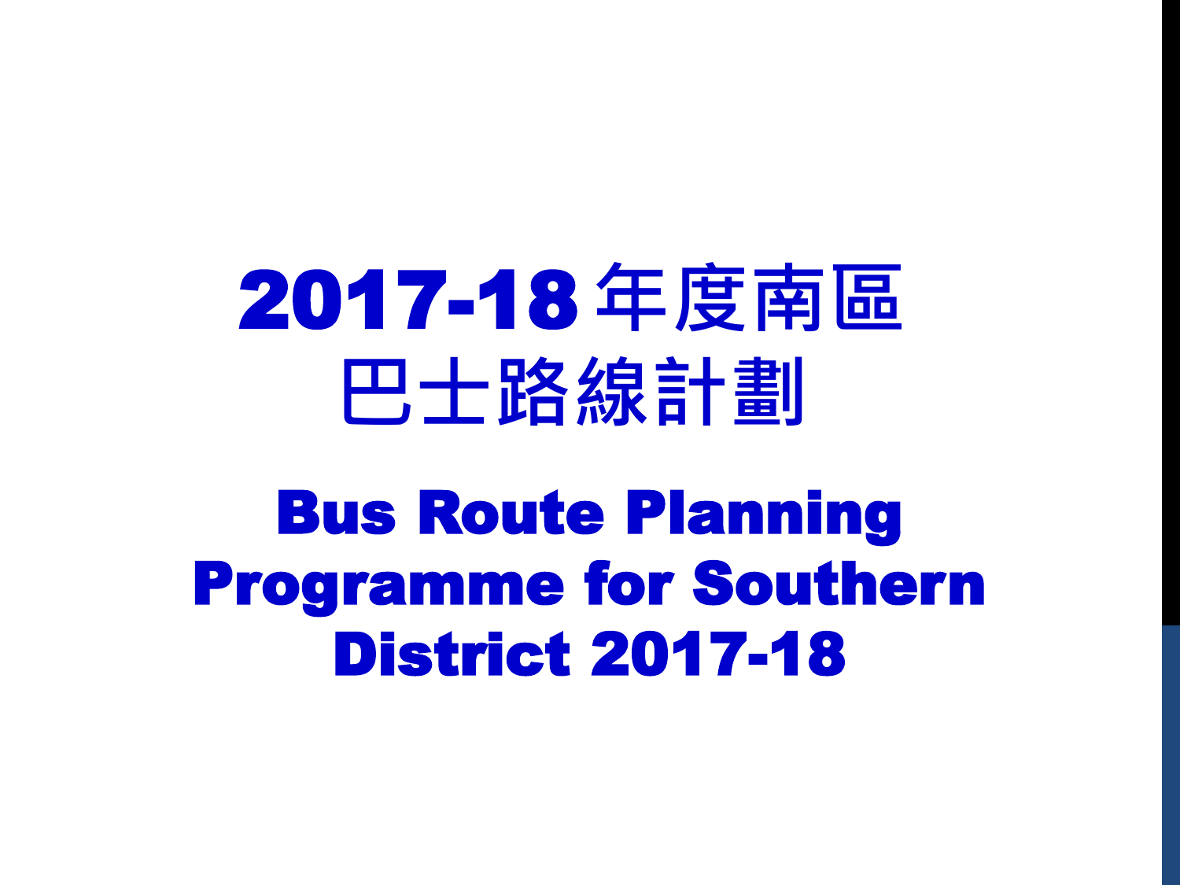# 2017-18 年度南區巴士路線計劃

# Bus Route Planning Programme for Southern District 2017-18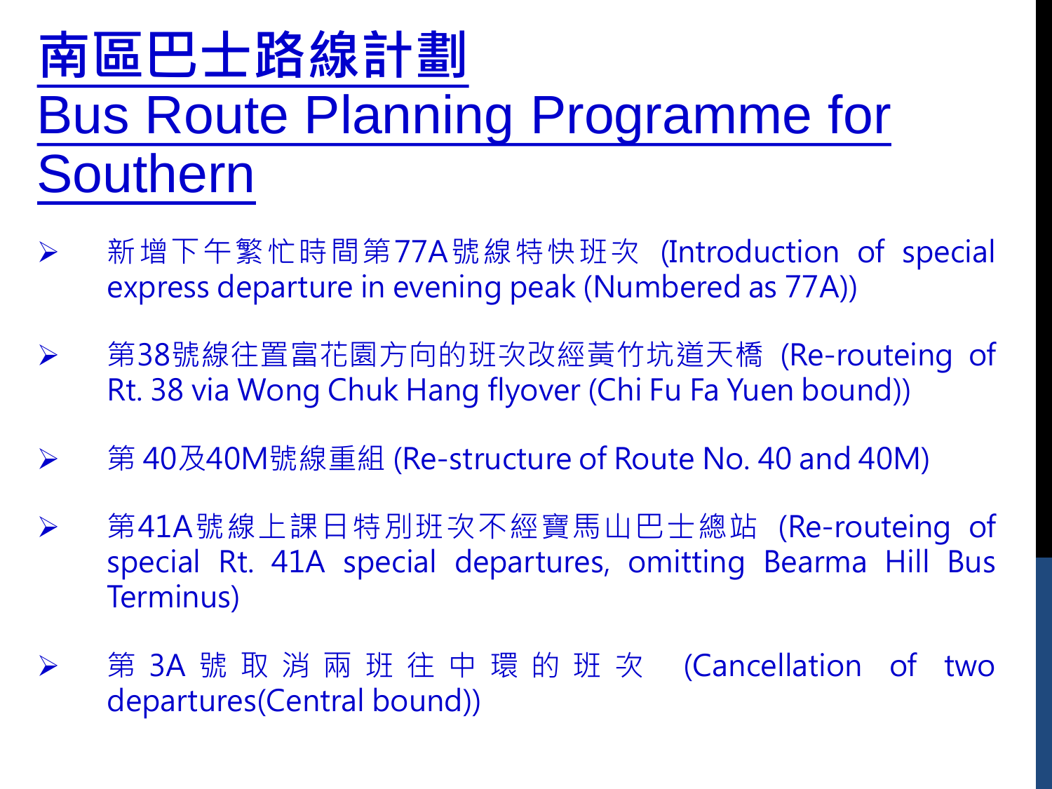# 南區巴士路線計劃
# Bus Route Planning Programme for Southern

- 新增下午繁忙時間第77A號線特快班次 (Introduction of special express departure in evening peak (Numbered as 77A))
- 第38號線往置富花園方向的班次改經黃竹坑道天橋 (Re-routeing of Rt. 38 via Wong Chuk Hang flyover (Chi Fu Fa Yuen bound))
- 第 40及40M號線重組 (Re-structure of Route No. 40 and 40M)
- 第41A號線上課日特別班次不經寶馬山巴士總站 (Re-routeing of special Rt. 41A special departures, omitting Bearma Hill Bus Terminus)
- 第 3A 號 取 消 兩 班 往 中 環 的 班 次 (Cancellation of two departures(Central bound))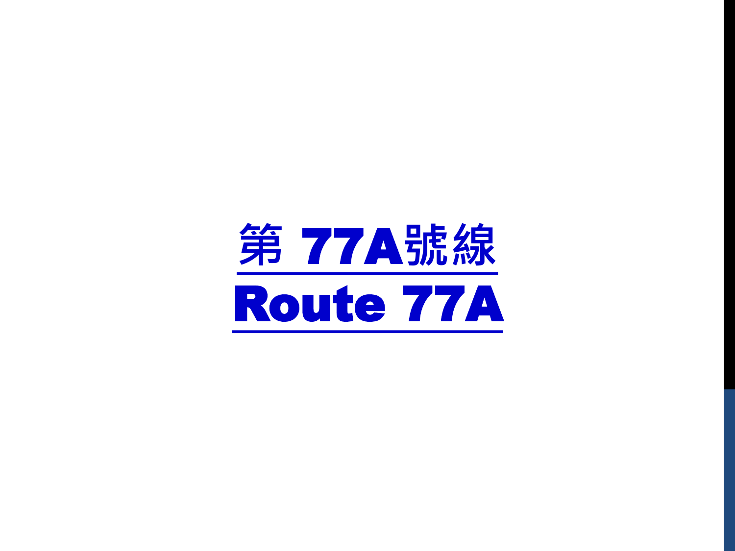# 第 77A號線

# Route 77A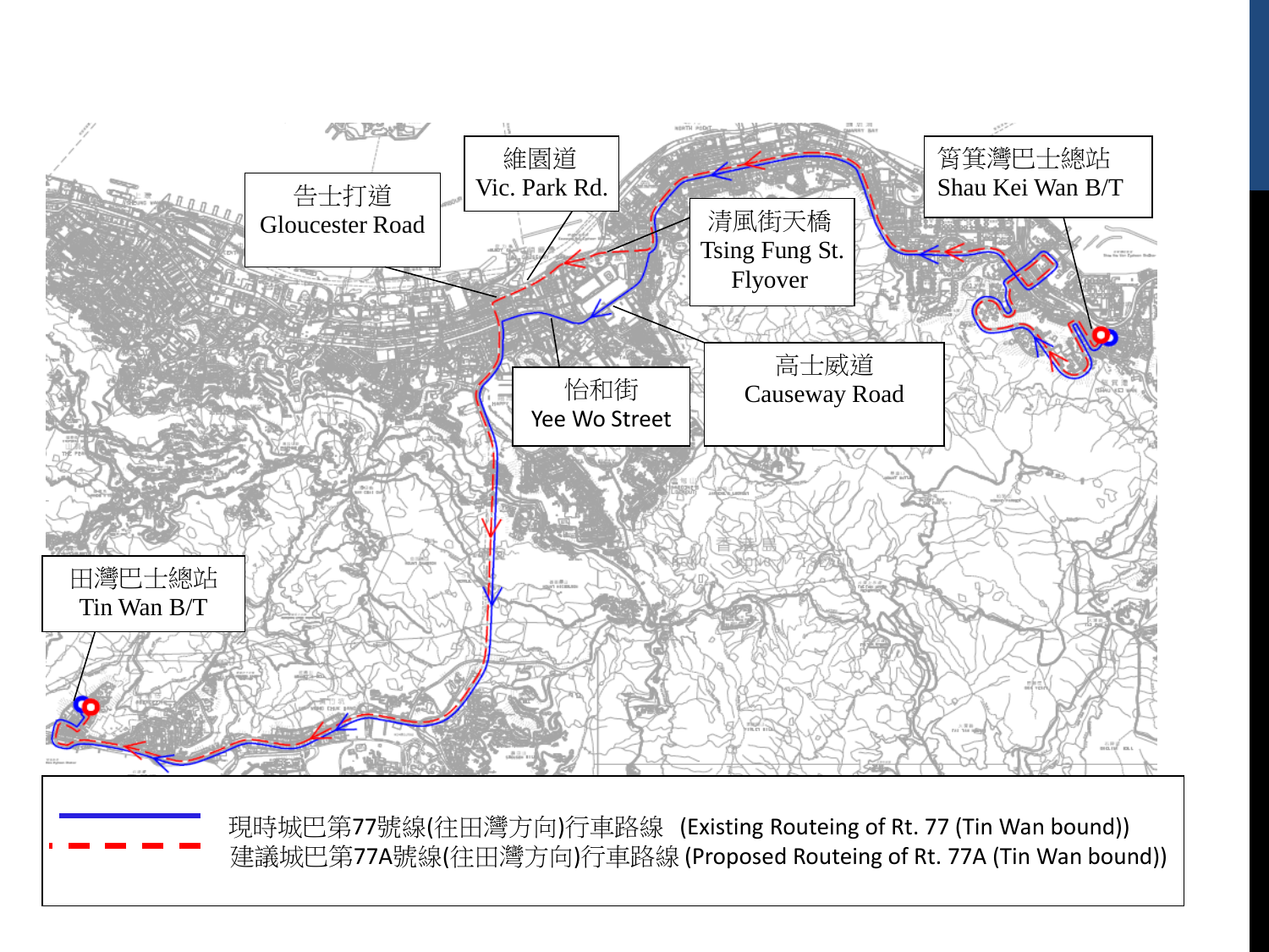維園道
Vic. Park Rd.

告士打道
Gloucester Road

清風街天橋
Tsing Fung St. Flyover

筲箕灣巴士總站
Shau Kei Wan B/T

怡和街
Yee Wo Street

高士威道
Causeway Road

田灣巴士總站
Tin Wan B/T

現時城巴第77號線(往田灣方向)行車路線 (Existing Routeing of Rt. 77 (Tin Wan bound))

建議城巴第77A號線(往田灣方向)行車路線 (Proposed Routeing of Rt. 77A (Tin Wan bound))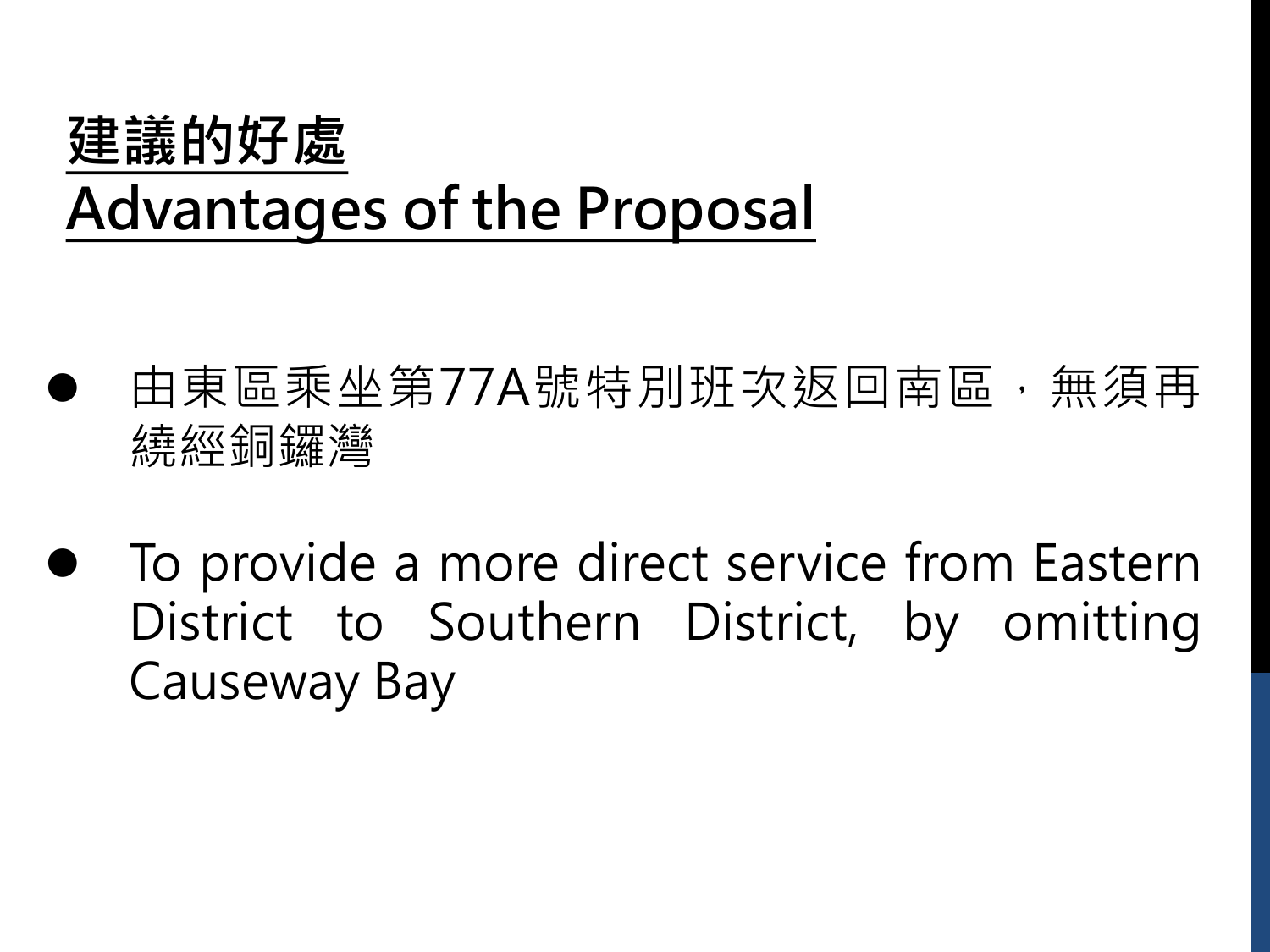# 建議的好處
# Advantages of the Proposal

- 由東區乘坐第77A號特別班次返回南區，無須再繞經銅鑼灣

- To provide a more direct service from Eastern District to Southern District, by omitting Causeway Bay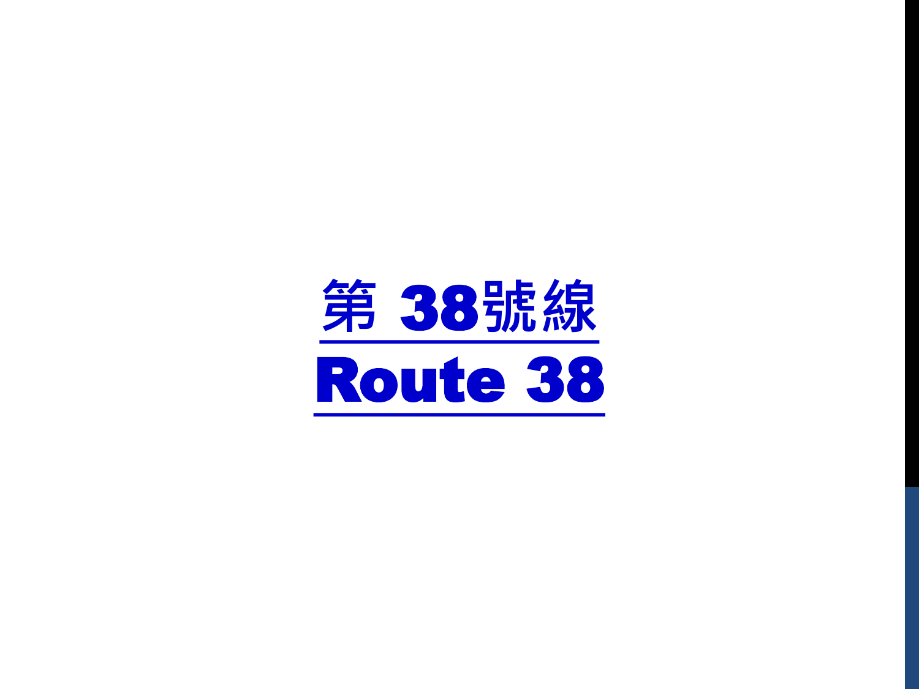# 第 38號線

# Route 38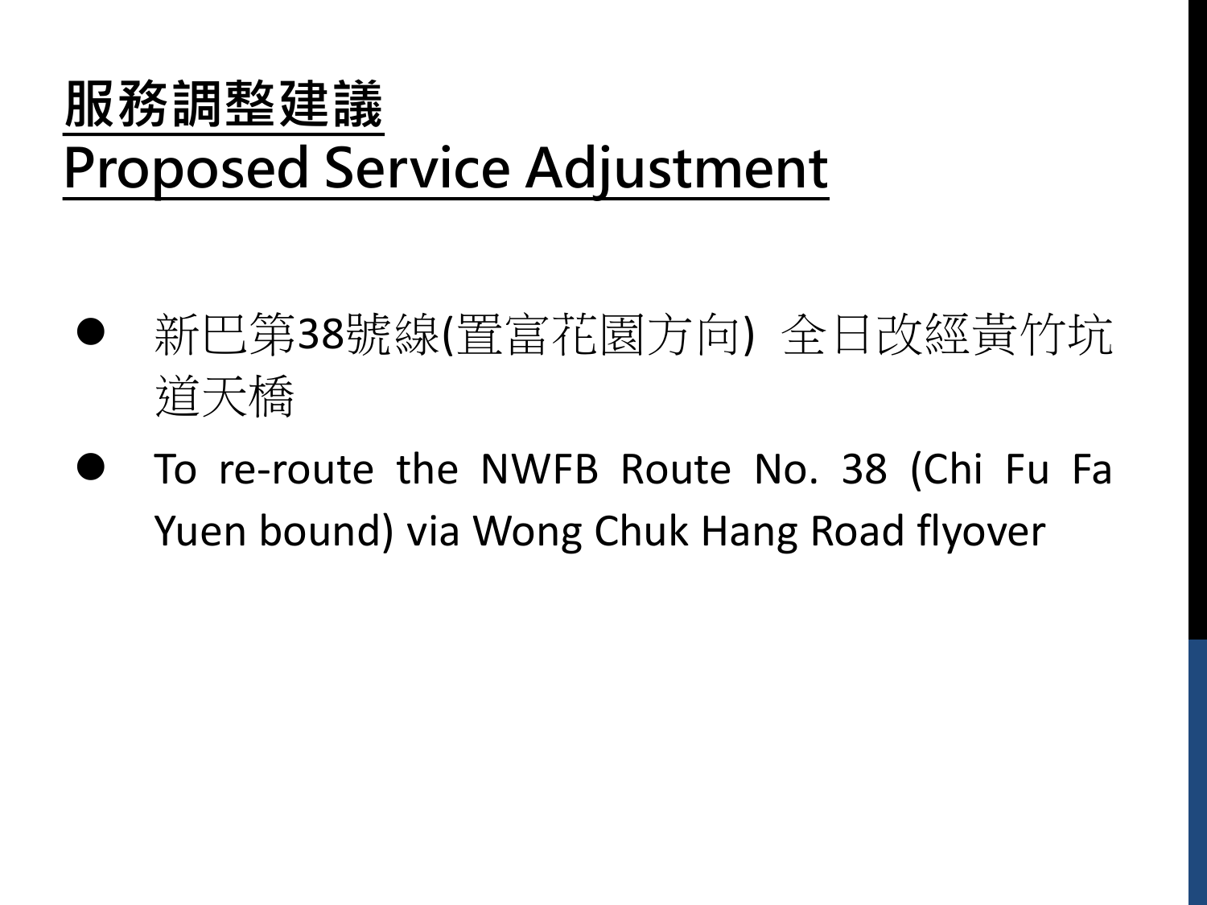# 服務調整建議
# Proposed Service Adjustment

- 新巴第38號線(置富花園方向) 全日改經黃竹坑道天橋
- To re-route the NWFB Route No. 38 (Chi Fu Fa Yuen bound) via Wong Chuk Hang Road flyover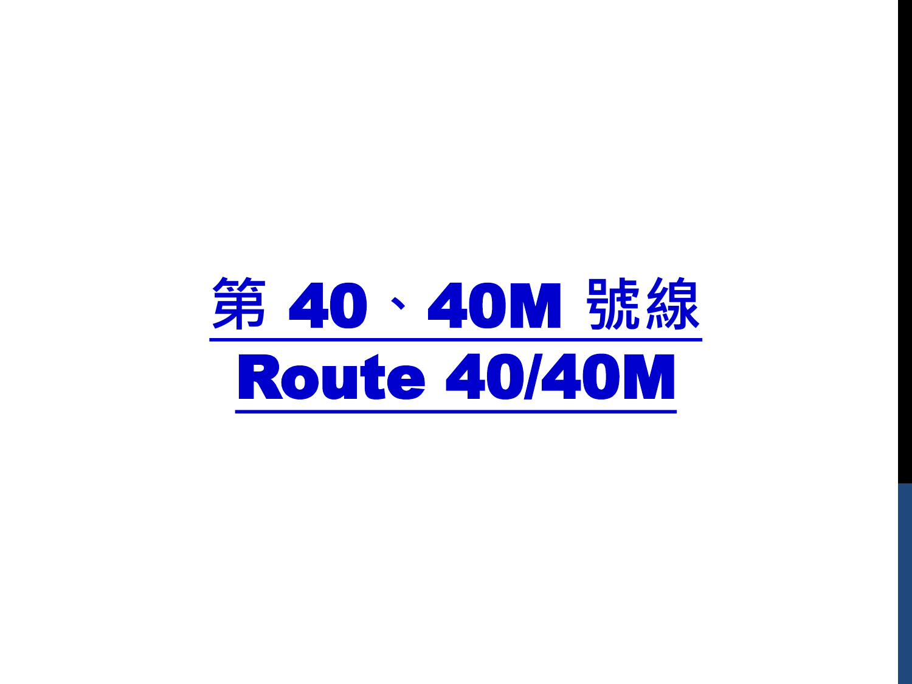# 第 40、40M 號線

# Route 40/40M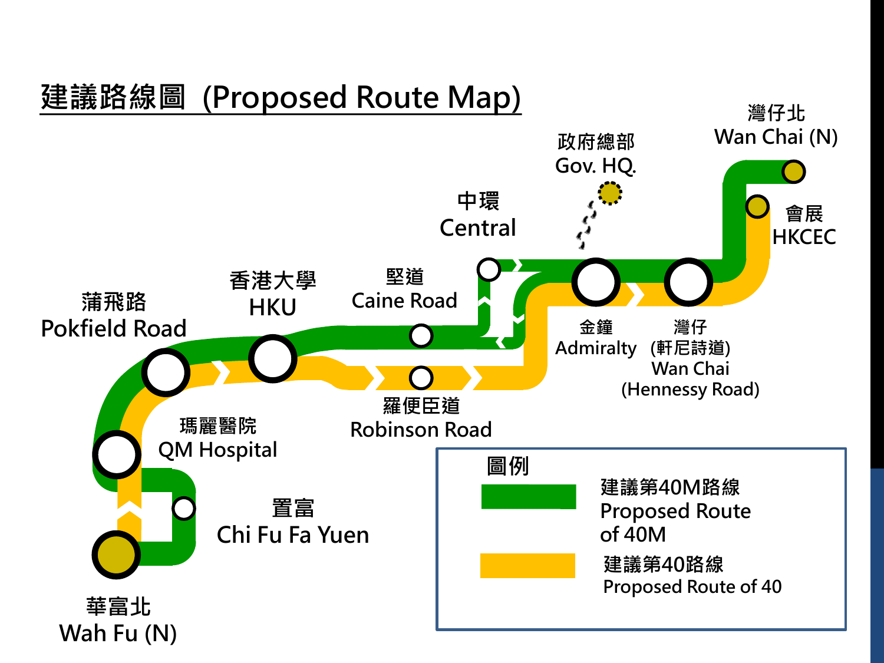# 建議路線圖 (Proposed Route Map)

灣仔北
Wan Chai (N)

政府總部
Gov. HQ.

中環
Central

會展
HKCEC

香港大學
HKU

堅道
Caine Road

蒲飛路
Pokfield Road

金鐘
Admiralty

灣仔
(軒尼詩道)
Wan Chai
(Hennessy Road)

瑪麗醫院
QM Hospital

羅便臣道
Robinson Road

置富
Chi Fu Fa Yuen

華富北
Wah Fu (N)

圖例

- 建議第40M路線 Proposed Route of 40M
- 建議第40路線 Proposed Route of 40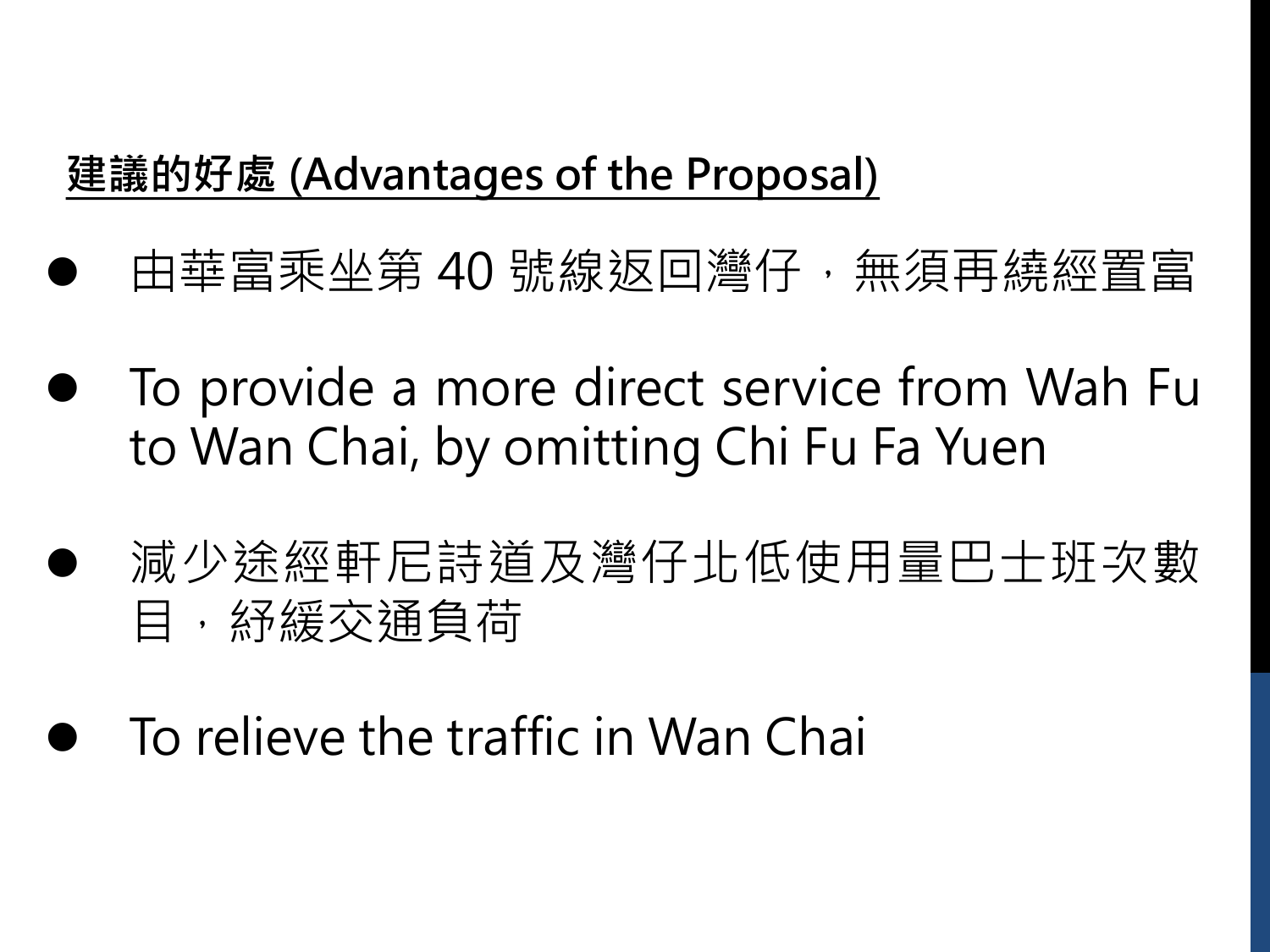**<u>建議的好處 (Advantages of the Proposal)</u>**

- 由華富乘坐第 40 號線返回灣仔，無須再繞經置富
- To provide a more direct service from Wah Fu to Wan Chai, by omitting Chi Fu Fa Yuen
- 減少途經軒尼詩道及灣仔北低使用量巴士班次數目，紓緩交通負荷
- To relieve the traffic in Wan Chai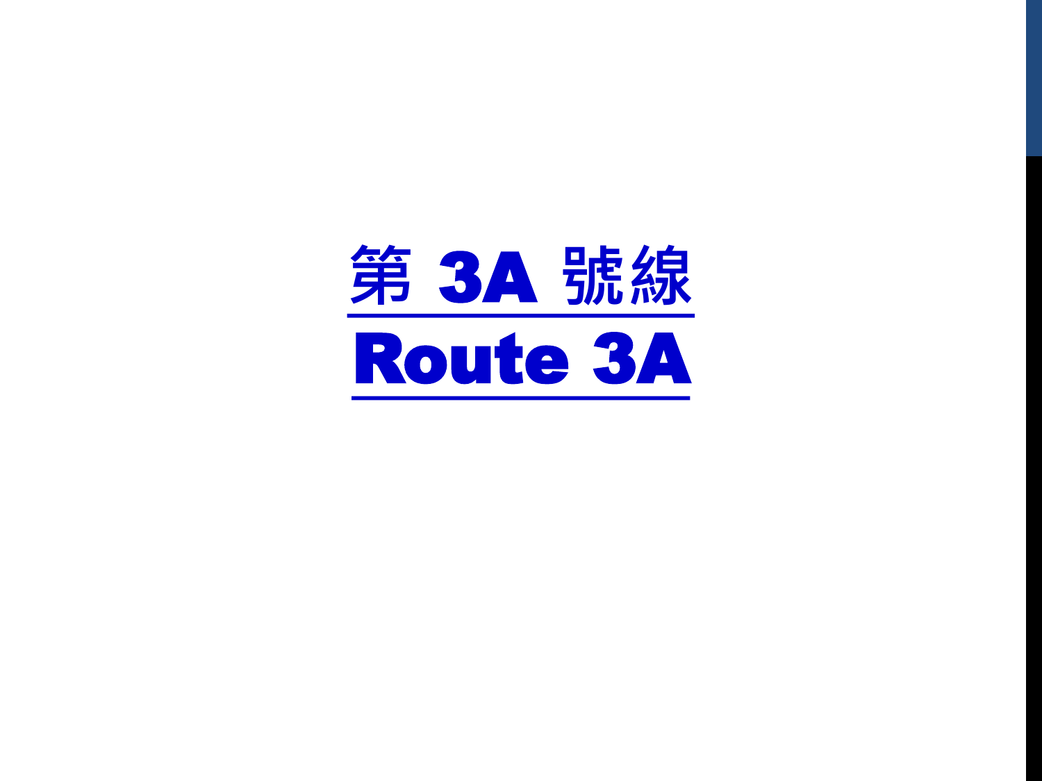# 第 3A 號線

# Route 3A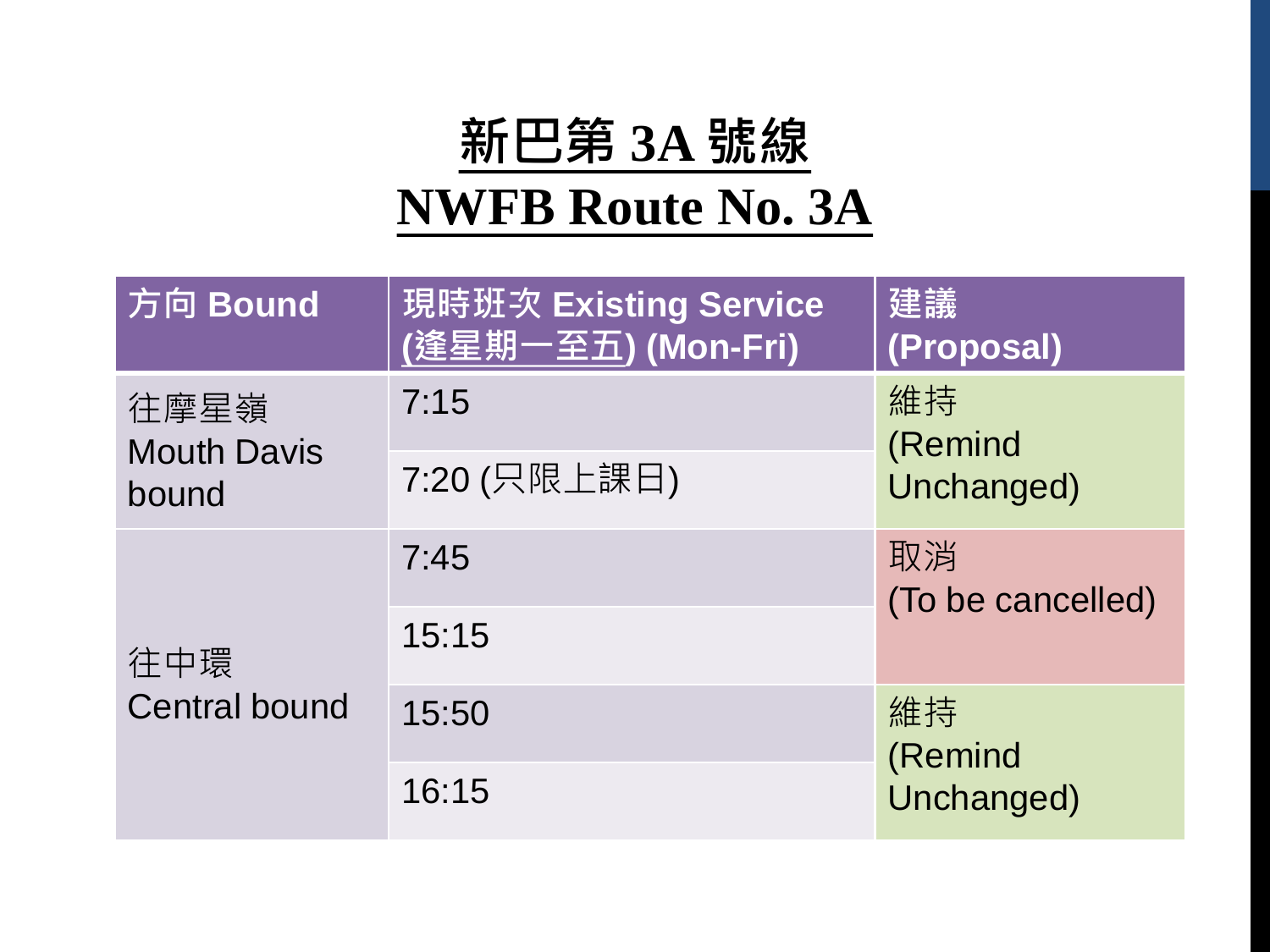# 新巴第 3A 號線
# NWFB Route No. 3A

| 方向 Bound | 現時班次 Existing Service (逢星期一至五) (Mon-Fri) | 建議 (Proposal) |
|---|---|---|
| 往摩星嶺 Mouth Davis bound | 7:15 | 維持 (Remind Unchanged) |
| | 7:20 (只限上課日) | |
| 往中環 Central bound | 7:45 | 取消 (To be cancelled) |
| | 15:15 | |
| | 15:50 | 維持 (Remind Unchanged) |
| | 16:15 | |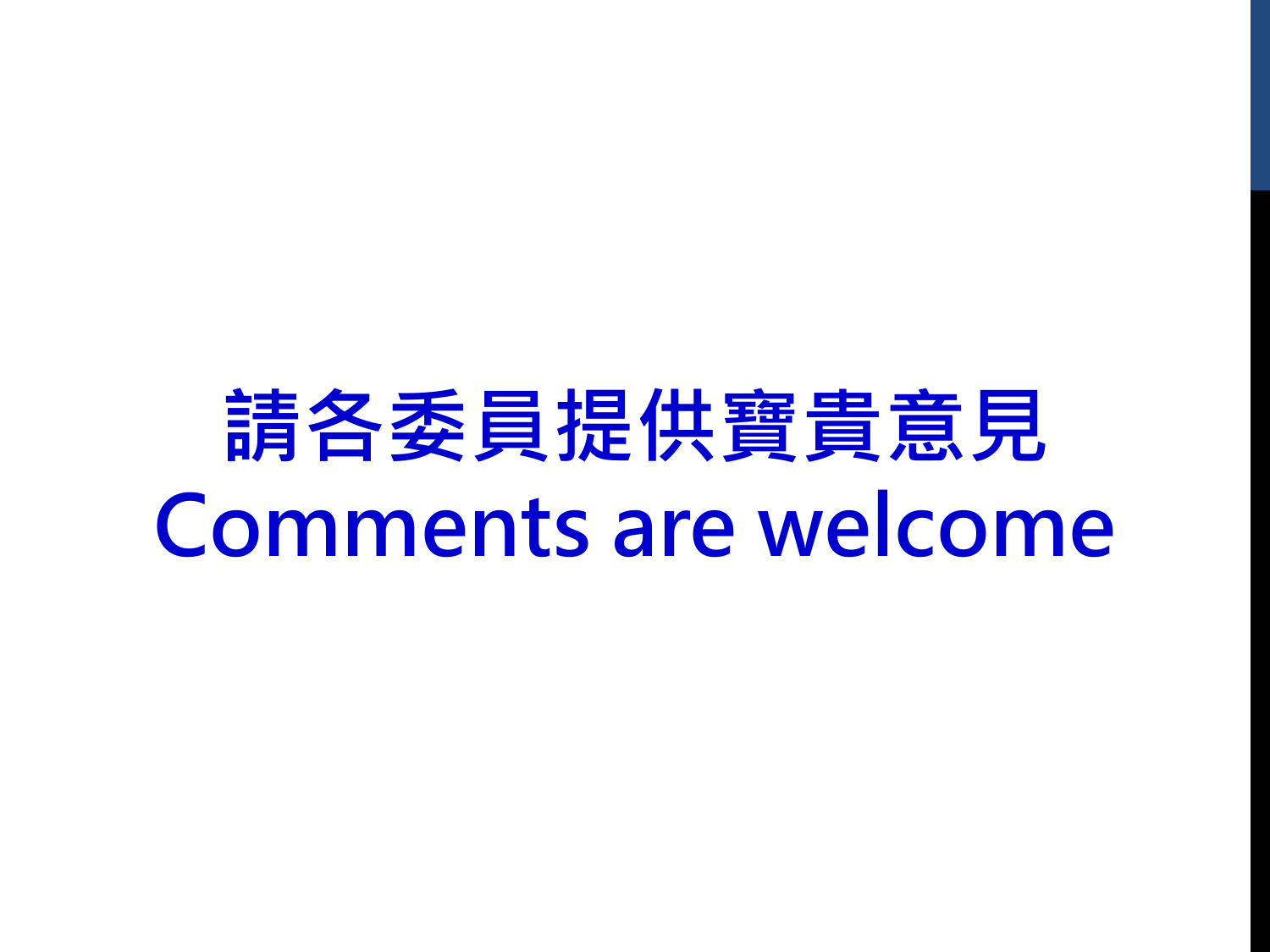# 請各委員提供寶貴意見

# Comments are welcome